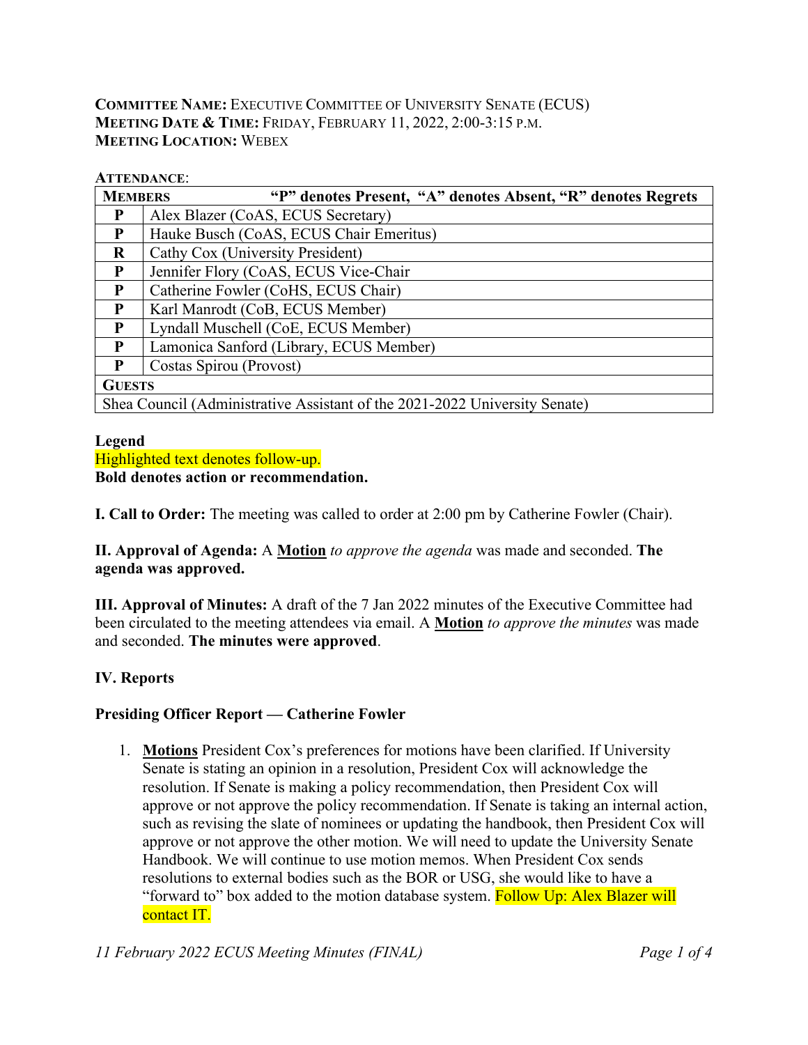**COMMITTEE NAME:** EXECUTIVE COMMITTEE OF UNIVERSITY SENATE (ECUS)
**MEETING DATE & TIME:** FRIDAY, FEBRUARY 11, 2022, 2:00-3:15 P.M.
**MEETING LOCATION:** WEBEX

**ATTENDANCE**:

| **MEMBERS** | **"P" denotes Present, "A" denotes Absent, "R" denotes Regrets** |
|---|---|
| **P** | Alex Blazer (CoAS, ECUS Secretary) |
| **P** | Hauke Busch (CoAS, ECUS Chair Emeritus) |
| **R** | Cathy Cox (University President) |
| **P** | Jennifer Flory (CoAS, ECUS Vice-Chair |
| **P** | Catherine Fowler (CoHS, ECUS Chair) |
| **P** | Karl Manrodt (CoB, ECUS Member) |
| **P** | Lyndall Muschell (CoE, ECUS Member) |
| **P** | Lamonica Sanford (Library, ECUS Member) |
| **P** | Costas Spirou (Provost) |
| **GUESTS** | |
| Shea Council (Administrative Assistant of the 2021-2022 University Senate) | |

**Legend**
Highlighted text denotes follow-up.
**Bold denotes action or recommendation.**

**I. Call to Order:** The meeting was called to order at 2:00 pm by Catherine Fowler (Chair).

**II. Approval of Agenda:** A **Motion** *to approve the agenda* was made and seconded. **The agenda was approved.**

**III. Approval of Minutes:** A draft of the 7 Jan 2022 minutes of the Executive Committee had been circulated to the meeting attendees via email. A **Motion** *to approve the minutes* was made and seconded. **The minutes were approved**.

**IV. Reports**

**Presiding Officer Report — Catherine Fowler**

1. **Motions** President Cox's preferences for motions have been clarified. If University Senate is stating an opinion in a resolution, President Cox will acknowledge the resolution. If Senate is making a policy recommendation, then President Cox will approve or not approve the policy recommendation. If Senate is taking an internal action, such as revising the slate of nominees or updating the handbook, then President Cox will approve or not approve the other motion. We will need to update the University Senate Handbook. We will continue to use motion memos. When President Cox sends resolutions to external bodies such as the BOR or USG, she would like to have a "forward to" box added to the motion database system. Follow Up: Alex Blazer will contact IT.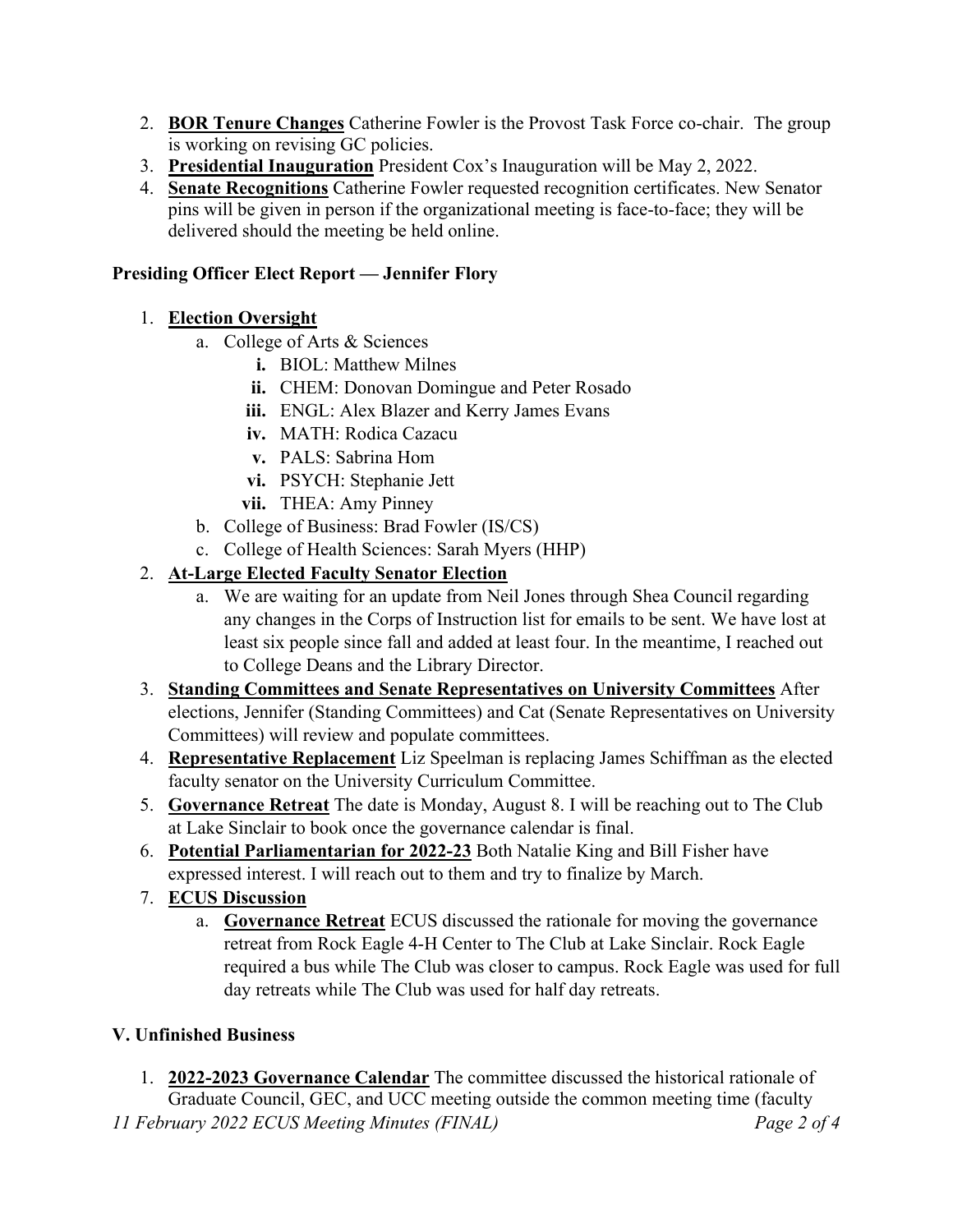2. **BOR Tenure Changes** Catherine Fowler is the Provost Task Force co-chair. The group is working on revising GC policies.
3. **Presidential Inauguration** President Cox's Inauguration will be May 2, 2022.
4. **Senate Recognitions** Catherine Fowler requested recognition certificates. New Senator pins will be given in person if the organizational meeting is face-to-face; they will be delivered should the meeting be held online.

**Presiding Officer Elect Report — Jennifer Flory**

1. **Election Oversight**
   a. College of Arts & Sciences
      i. BIOL: Matthew Milnes
      ii. CHEM: Donovan Domingue and Peter Rosado
      iii. ENGL: Alex Blazer and Kerry James Evans
      iv. MATH: Rodica Cazacu
      v. PALS: Sabrina Hom
      vi. PSYCH: Stephanie Jett
      vii. THEA: Amy Pinney
   b. College of Business: Brad Fowler (IS/CS)
   c. College of Health Sciences: Sarah Myers (HHP)
2. **At-Large Elected Faculty Senator Election**
   a. We are waiting for an update from Neil Jones through Shea Council regarding any changes in the Corps of Instruction list for emails to be sent. We have lost at least six people since fall and added at least four. In the meantime, I reached out to College Deans and the Library Director.
3. **Standing Committees and Senate Representatives on University Committees** After elections, Jennifer (Standing Committees) and Cat (Senate Representatives on University Committees) will review and populate committees.
4. **Representative Replacement** Liz Speelman is replacing James Schiffman as the elected faculty senator on the University Curriculum Committee.
5. **Governance Retreat** The date is Monday, August 8. I will be reaching out to The Club at Lake Sinclair to book once the governance calendar is final.
6. **Potential Parliamentarian for 2022-23** Both Natalie King and Bill Fisher have expressed interest. I will reach out to them and try to finalize by March.
7. **ECUS Discussion**
   a. **Governance Retreat** ECUS discussed the rationale for moving the governance retreat from Rock Eagle 4-H Center to The Club at Lake Sinclair. Rock Eagle required a bus while The Club was closer to campus. Rock Eagle was used for full day retreats while The Club was used for half day retreats.

**V. Unfinished Business**

1. **2022-2023 Governance Calendar** The committee discussed the historical rationale of Graduate Council, GEC, and UCC meeting outside the common meeting time (faculty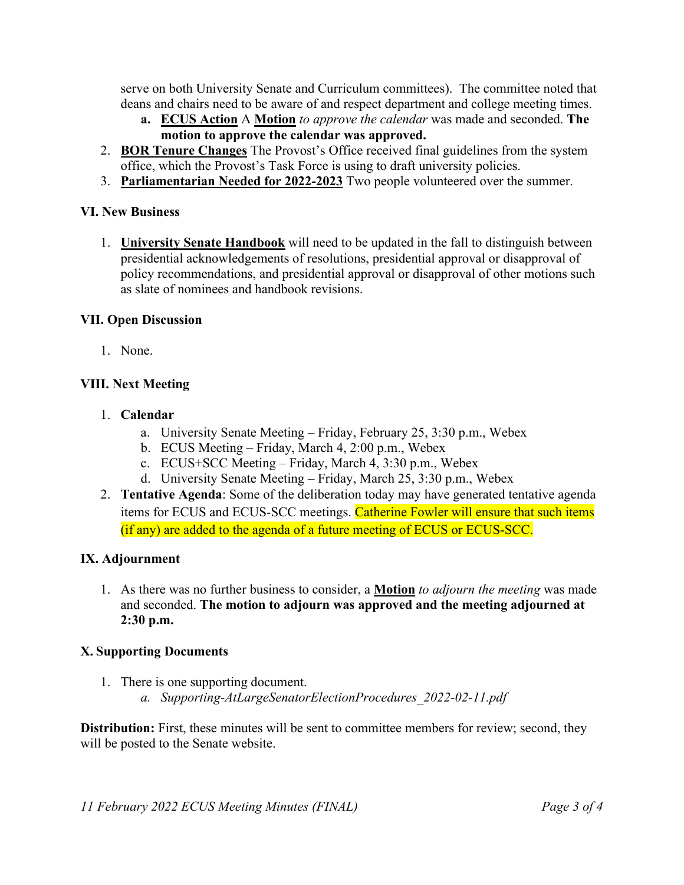serve on both University Senate and Curriculum committees). The committee noted that deans and chairs need to be aware of and respect department and college meeting times.

   a. **ECUS Action** A **Motion** *to approve the calendar* was made and seconded. **The motion to approve the calendar was approved.**

2. **BOR Tenure Changes** The Provost's Office received final guidelines from the system office, which the Provost's Task Force is using to draft university policies.
3. **Parliamentarian Needed for 2022-2023** Two people volunteered over the summer.

### VI. New Business

1. **University Senate Handbook** will need to be updated in the fall to distinguish between presidential acknowledgements of resolutions, presidential approval or disapproval of policy recommendations, and presidential approval or disapproval of other motions such as slate of nominees and handbook revisions.

### VII. Open Discussion

1. None.

### VIII. Next Meeting

1. **Calendar**
   a. University Senate Meeting – Friday, February 25, 3:30 p.m., Webex
   b. ECUS Meeting – Friday, March 4, 2:00 p.m., Webex
   c. ECUS+SCC Meeting – Friday, March 4, 3:30 p.m., Webex
   d. University Senate Meeting – Friday, March 25, 3:30 p.m., Webex
2. **Tentative Agenda**: Some of the deliberation today may have generated tentative agenda items for ECUS and ECUS-SCC meetings. Catherine Fowler will ensure that such items (if any) are added to the agenda of a future meeting of ECUS or ECUS-SCC.

### IX. Adjournment

1. As there was no further business to consider, a **Motion** *to adjourn the meeting* was made and seconded. **The motion to adjourn was approved and the meeting adjourned at 2:30 p.m.**

### X. Supporting Documents

1. There is one supporting document.
   a. *Supporting-AtLargeSenatorElectionProcedures_2022-02-11.pdf*

**Distribution:** First, these minutes will be sent to committee members for review; second, they will be posted to the Senate website.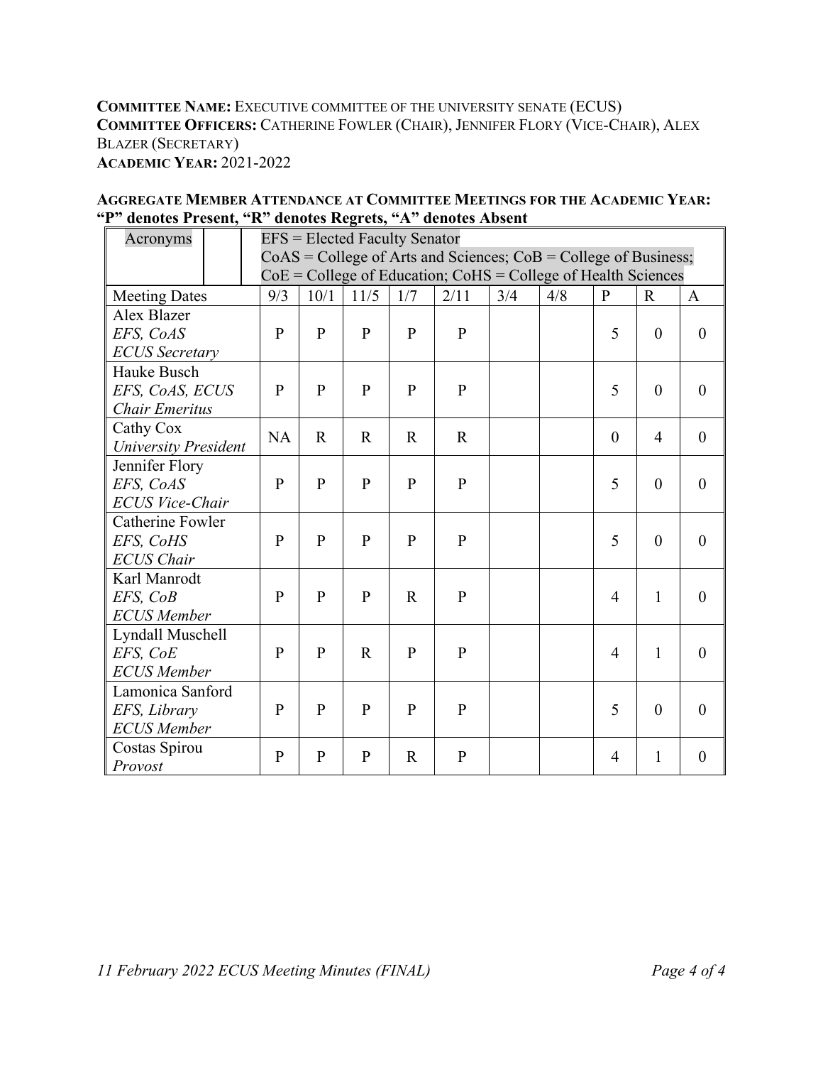**COMMITTEE NAME:** EXECUTIVE COMMITTEE OF THE UNIVERSITY SENATE (ECUS)
**COMMITTEE OFFICERS:** CATHERINE FOWLER (CHAIR), JENNIFER FLORY (VICE-CHAIR), ALEX BLAZER (SECRETARY)
**ACADEMIC YEAR:** 2021-2022

**AGGREGATE MEMBER ATTENDANCE AT COMMITTEE MEETINGS FOR THE ACADEMIC YEAR:**
**"P" denotes Present, "R" denotes Regrets, "A" denotes Absent**

| Acronyms | EFS = Elected Faculty Senator<br>CoAS = College of Arts and Sciences; CoB = College of Business;<br>CoE = College of Education; CoHS = College of Health Sciences | | | | | | | | | |
|---|---|---|---|---|---|---|---|---|---|---|
| Meeting Dates | 9/3 | 10/1 | 11/5 | 1/7 | 2/11 | 3/4 | 4/8 | P | R | A |
| Alex Blazer<br>*EFS, CoAS*<br>*ECUS Secretary* | P | P | P | P | P | | | 5 | 0 | 0 |
| Hauke Busch<br>*EFS, CoAS, ECUS Chair Emeritus* | P | P | P | P | P | | | 5 | 0 | 0 |
| Cathy Cox<br>*University President* | NA | R | R | R | R | | | 0 | 4 | 0 |
| Jennifer Flory<br>*EFS, CoAS*<br>*ECUS Vice-Chair* | P | P | P | P | P | | | 5 | 0 | 0 |
| Catherine Fowler<br>*EFS, CoHS*<br>*ECUS Chair* | P | P | P | P | P | | | 5 | 0 | 0 |
| Karl Manrodt<br>*EFS, CoB*<br>*ECUS Member* | P | P | P | R | P | | | 4 | 1 | 0 |
| Lyndall Muschell<br>*EFS, CoE*<br>*ECUS Member* | P | P | R | P | P | | | 4 | 1 | 0 |
| Lamonica Sanford<br>*EFS, Library*<br>*ECUS Member* | P | P | P | P | P | | | 5 | 0 | 0 |
| Costas Spirou<br>*Provost* | P | P | P | R | P | | | 4 | 1 | 0 |